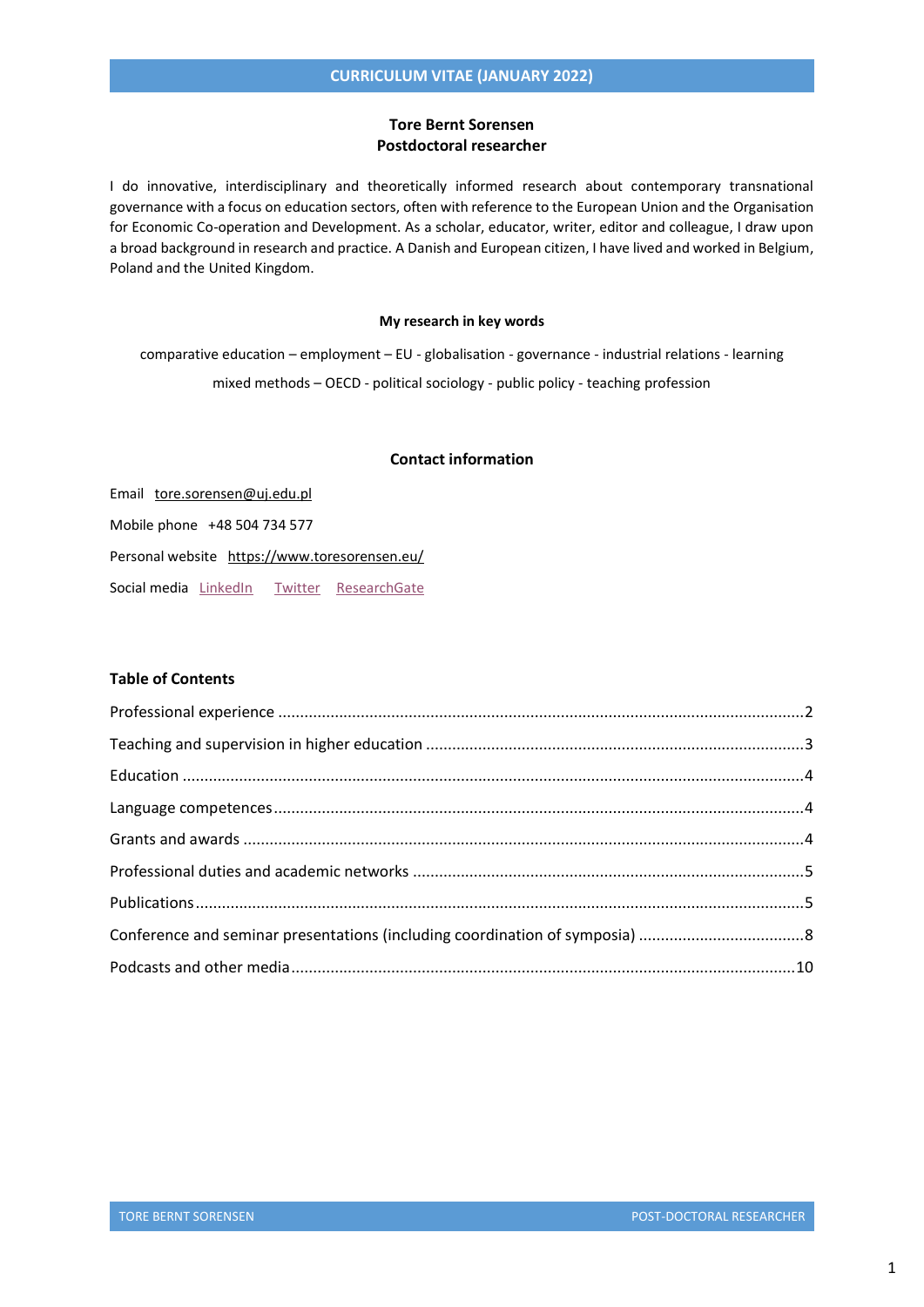# CURRICULUM VITAE (JANUARY 2022)

**Tore Bernt Sorensen**
**Postdoctoral researcher**

I do innovative, interdisciplinary and theoretically informed research about contemporary transnational governance with a focus on education sectors, often with reference to the European Union and the Organisation for Economic Co-operation and Development. As a scholar, educator, writer, editor and colleague, I draw upon a broad background in research and practice. A Danish and European citizen, I have lived and worked in Belgium, Poland and the United Kingdom.

### My research in key words

comparative education – employment – EU - globalisation - governance - industrial relations - learning
mixed methods – OECD - political sociology - public policy - teaching profession

### Contact information

Email tore.sorensen@uj.edu.pl

Mobile phone +48 504 734 577

Personal website https://www.toresorensen.eu/

Social media LinkedIn Twitter ResearchGate

### Table of Contents

Professional experience ....................................................................................................2

Teaching and supervision in higher education ....................................................................3

Education ..........................................................................................................................4

Language competences........................................................................................................4

Grants and awards ..............................................................................................................4

Professional duties and academic networks ........................................................................5

Publications........................................................................................................................5

Conference and seminar presentations (including coordination of symposia) .......................8

Podcasts and other media..................................................................................................10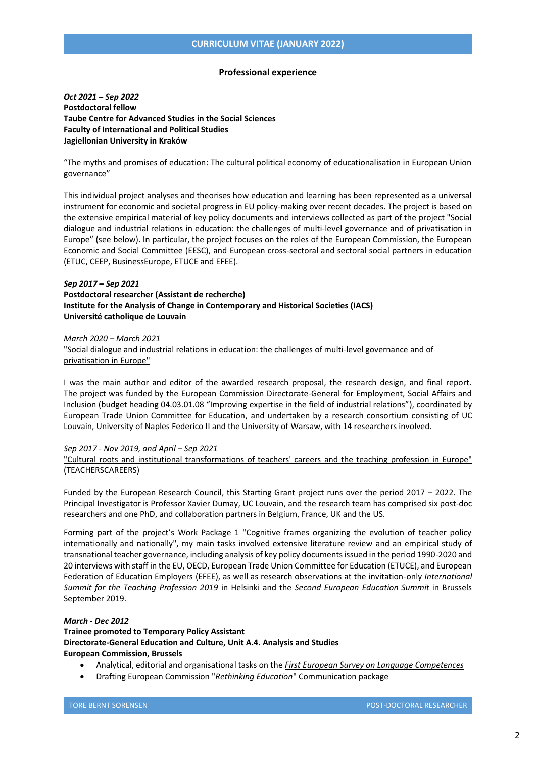## CURRICULUM VITAE (JANUARY 2022)

### Professional experience

***Oct 2021 – Sep 2022***
**Postdoctoral fellow**
**Taube Centre for Advanced Studies in the Social Sciences**
**Faculty of International and Political Studies**
**Jagiellonian University in Kraków**

"The myths and promises of education: The cultural political economy of educationalisation in European Union governance"

This individual project analyses and theorises how education and learning has been represented as a universal instrument for economic and societal progress in EU policy-making over recent decades. The project is based on the extensive empirical material of key policy documents and interviews collected as part of the project "Social dialogue and industrial relations in education: the challenges of multi-level governance and of privatisation in Europe" (see below). In particular, the project focuses on the roles of the European Commission, the European Economic and Social Committee (EESC), and European cross-sectoral and sectoral social partners in education (ETUC, CEEP, BusinessEurope, ETUCE and EFEE).

***Sep 2017 – Sep 2021***
**Postdoctoral researcher (Assistant de recherche)**
**Institute for the Analysis of Change in Contemporary and Historical Societies (IACS)**
**Université catholique de Louvain**

*March 2020 – March 2021*
"Social dialogue and industrial relations in education: the challenges of multi-level governance and of privatisation in Europe"

I was the main author and editor of the awarded research proposal, the research design, and final report. The project was funded by the European Commission Directorate-General for Employment, Social Affairs and Inclusion (budget heading 04.03.01.08 "Improving expertise in the field of industrial relations"), coordinated by European Trade Union Committee for Education, and undertaken by a research consortium consisting of UC Louvain, University of Naples Federico II and the University of Warsaw, with 14 researchers involved.

*Sep 2017 - Nov 2019, and April – Sep 2021*
"Cultural roots and institutional transformations of teachers' careers and the teaching profession in Europe" (TEACHERSCAREERS)

Funded by the European Research Council, this Starting Grant project runs over the period 2017 – 2022. The Principal Investigator is Professor Xavier Dumay, UC Louvain, and the research team has comprised six post-doc researchers and one PhD, and collaboration partners in Belgium, France, UK and the US.

Forming part of the project's Work Package 1 "Cognitive frames organizing the evolution of teacher policy internationally and nationally", my main tasks involved extensive literature review and an empirical study of transnational teacher governance, including analysis of key policy documents issued in the period 1990-2020 and 20 interviews with staff in the EU, OECD, European Trade Union Committee for Education (ETUCE), and European Federation of Education Employers (EFEE), as well as research observations at the invitation-only *International Summit for the Teaching Profession 2019* in Helsinki and the *Second European Education Summit* in Brussels September 2019.

***March - Dec 2012***
**Trainee promoted to Temporary Policy Assistant**
**Directorate-General Education and Culture, Unit A.4. Analysis and Studies**
**European Commission, Brussels**

- Analytical, editorial and organisational tasks on the *First European Survey on Language Competences*
- Drafting European Commission "*Rethinking Education*" Communication package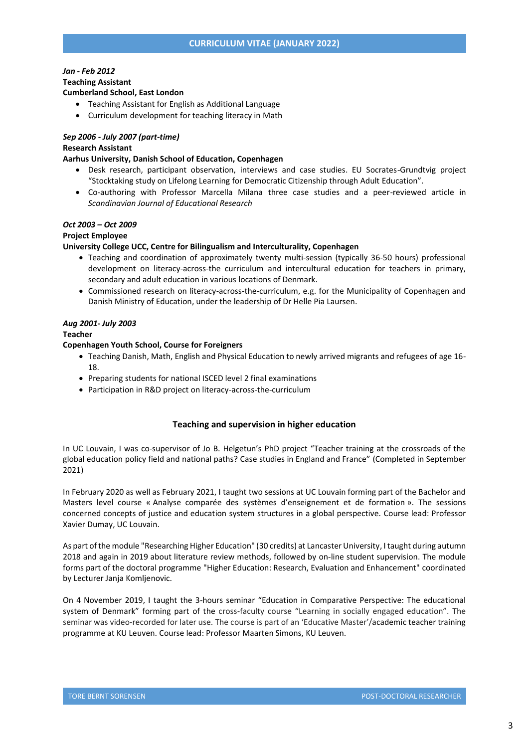*Jan - Feb 2012*
**Teaching Assistant**
**Cumberland School, East London**

- Teaching Assistant for English as Additional Language
- Curriculum development for teaching literacy in Math

*Sep 2006 - July 2007 (part-time)*
**Research Assistant**
**Aarhus University, Danish School of Education, Copenhagen**

- Desk research, participant observation, interviews and case studies. EU Socrates-Grundtvig project "Stocktaking study on Lifelong Learning for Democratic Citizenship through Adult Education".
- Co-authoring with Professor Marcella Milana three case studies and a peer-reviewed article in *Scandinavian Journal of Educational Research*

*Oct 2003 – Oct 2009*
**Project Employee**
**University College UCC, Centre for Bilingualism and Interculturality, Copenhagen**

- Teaching and coordination of approximately twenty multi-session (typically 36-50 hours) professional development on literacy-across-the curriculum and intercultural education for teachers in primary, secondary and adult education in various locations of Denmark.
- Commissioned research on literacy-across-the-curriculum, e.g. for the Municipality of Copenhagen and Danish Ministry of Education, under the leadership of Dr Helle Pia Laursen.

*Aug 2001- July 2003*
**Teacher**
**Copenhagen Youth School, Course for Foreigners**

- Teaching Danish, Math, English and Physical Education to newly arrived migrants and refugees of age 16-18.
- Preparing students for national ISCED level 2 final examinations
- Participation in R&D project on literacy-across-the-curriculum

## Teaching and supervision in higher education

In UC Louvain, I was co-supervisor of Jo B. Helgetun's PhD project "Teacher training at the crossroads of the global education policy field and national paths? Case studies in England and France" (Completed in September 2021)

In February 2020 as well as February 2021, I taught two sessions at UC Louvain forming part of the Bachelor and Masters level course « Analyse comparée des systèmes d'enseignement et de formation ». The sessions concerned concepts of justice and education system structures in a global perspective. Course lead: Professor Xavier Dumay, UC Louvain.

As part of the module "Researching Higher Education" (30 credits) at Lancaster University, I taught during autumn 2018 and again in 2019 about literature review methods, followed by on-line student supervision. The module forms part of the doctoral programme "Higher Education: Research, Evaluation and Enhancement" coordinated by Lecturer Janja Komljenovic.

On 4 November 2019, I taught the 3-hours seminar "Education in Comparative Perspective: The educational system of Denmark" forming part of the cross-faculty course "Learning in socially engaged education". The seminar was video-recorded for later use. The course is part of an 'Educative Master'/academic teacher training programme at KU Leuven. Course lead: Professor Maarten Simons, KU Leuven.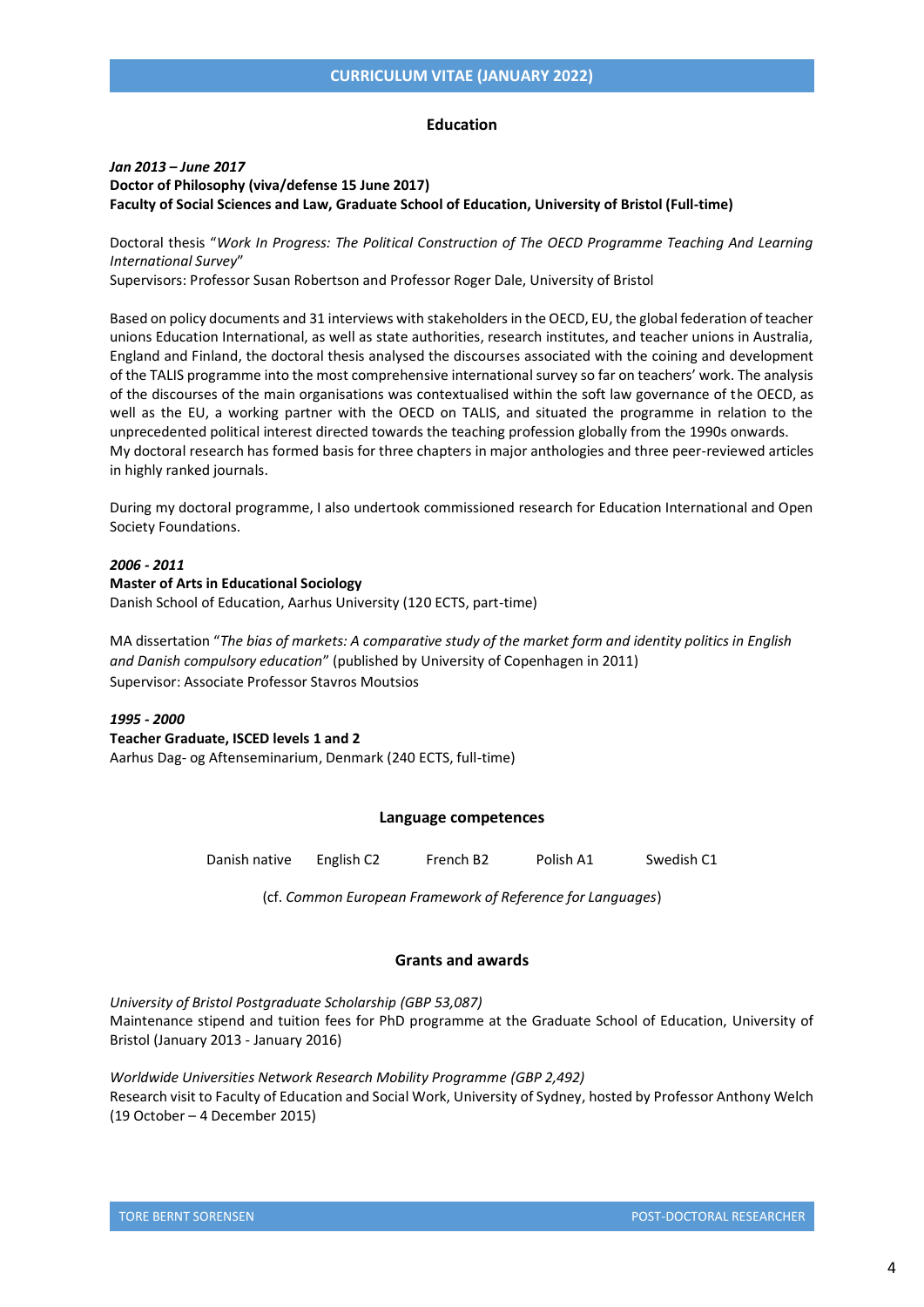# CURRICULUM VITAE (JANUARY 2022)

## Education

***Jan 2013 – June 2017***
**Doctor of Philosophy (viva/defense 15 June 2017)**
**Faculty of Social Sciences and Law, Graduate School of Education, University of Bristol (Full-time)**

Doctoral thesis "*Work In Progress: The Political Construction of The OECD Programme Teaching And Learning International Survey*"
Supervisors: Professor Susan Robertson and Professor Roger Dale, University of Bristol

Based on policy documents and 31 interviews with stakeholders in the OECD, EU, the global federation of teacher unions Education International, as well as state authorities, research institutes, and teacher unions in Australia, England and Finland, the doctoral thesis analysed the discourses associated with the coining and development of the TALIS programme into the most comprehensive international survey so far on teachers' work. The analysis of the discourses of the main organisations was contextualised within the soft law governance of the OECD, as well as the EU, a working partner with the OECD on TALIS, and situated the programme in relation to the unprecedented political interest directed towards the teaching profession globally from the 1990s onwards.
My doctoral research has formed basis for three chapters in major anthologies and three peer-reviewed articles in highly ranked journals.

During my doctoral programme, I also undertook commissioned research for Education International and Open Society Foundations.

***2006 - 2011***
**Master of Arts in Educational Sociology**
Danish School of Education, Aarhus University (120 ECTS, part-time)

MA dissertation "*The bias of markets: A comparative study of the market form and identity politics in English and Danish compulsory education*" (published by University of Copenhagen in 2011)
Supervisor: Associate Professor Stavros Moutsios

***1995 - 2000***
**Teacher Graduate, ISCED levels 1 and 2**
Aarhus Dag- og Aftenseminarium, Denmark (240 ECTS, full-time)

## Language competences

Danish native    English C2    French B2    Polish A1    Swedish C1

(cf. *Common European Framework of Reference for Languages*)

## Grants and awards

*University of Bristol Postgraduate Scholarship (GBP 53,087)*
Maintenance stipend and tuition fees for PhD programme at the Graduate School of Education, University of Bristol (January 2013 - January 2016)

*Worldwide Universities Network Research Mobility Programme (GBP 2,492)*
Research visit to Faculty of Education and Social Work, University of Sydney, hosted by Professor Anthony Welch (19 October – 4 December 2015)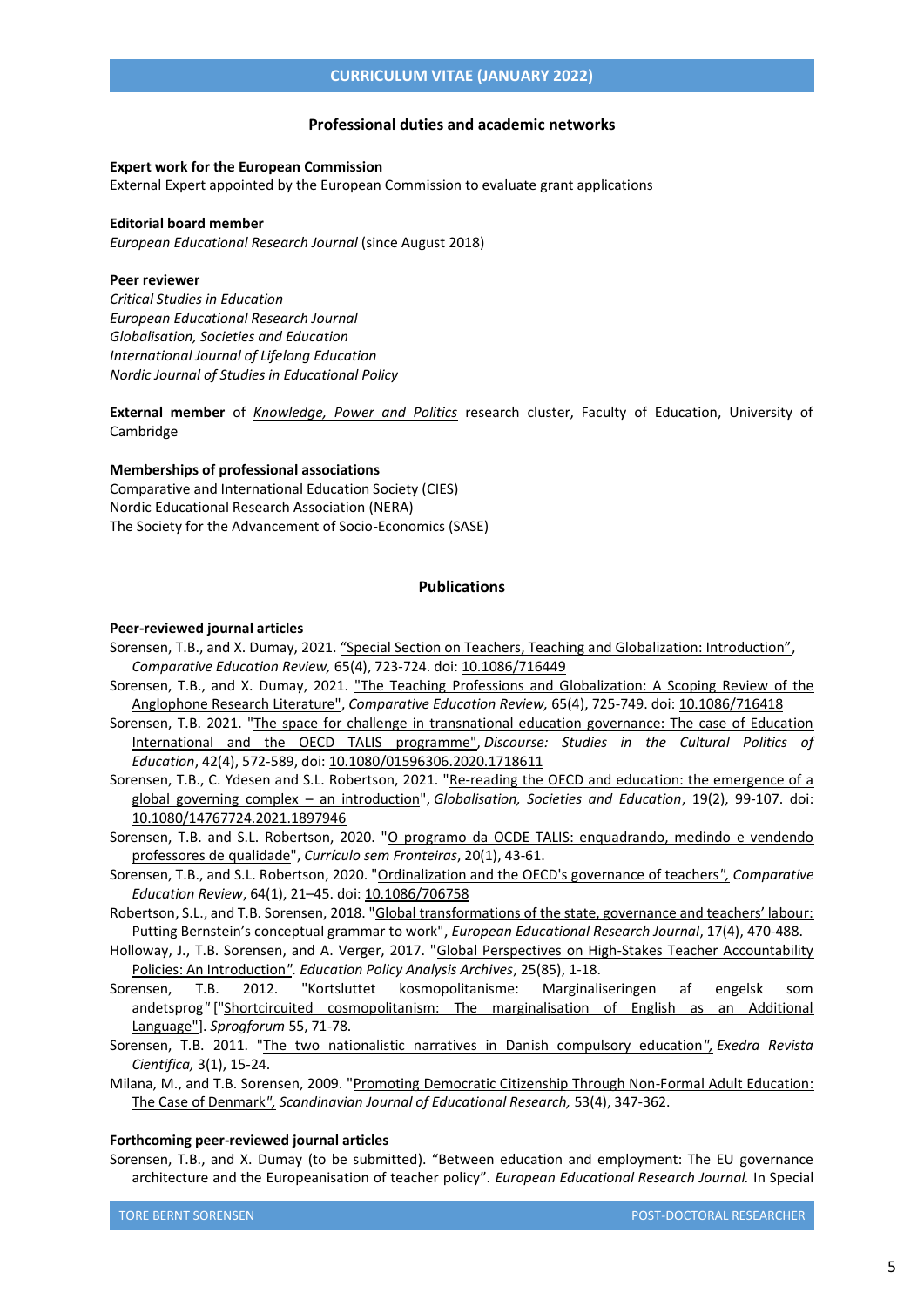## Professional duties and academic networks

**Expert work for the European Commission**
External Expert appointed by the European Commission to evaluate grant applications

**Editorial board member**
*European Educational Research Journal* (since August 2018)

**Peer reviewer**
*Critical Studies in Education*
*European Educational Research Journal*
*Globalisation, Societies and Education*
*International Journal of Lifelong Education*
*Nordic Journal of Studies in Educational Policy*

**External member** of *Knowledge, Power and Politics* research cluster, Faculty of Education, University of Cambridge

**Memberships of professional associations**
Comparative and International Education Society (CIES)
Nordic Educational Research Association (NERA)
The Society for the Advancement of Socio-Economics (SASE)

## Publications

**Peer-reviewed journal articles**

Sorensen, T.B., and X. Dumay, 2021. "Special Section on Teachers, Teaching and Globalization: Introduction", *Comparative Education Review,* 65(4), 723-724. doi: 10.1086/716449

Sorensen, T.B., and X. Dumay, 2021. "The Teaching Professions and Globalization: A Scoping Review of the Anglophone Research Literature", *Comparative Education Review,* 65(4), 725-749. doi: 10.1086/716418

Sorensen, T.B. 2021. "The space for challenge in transnational education governance: The case of Education International and the OECD TALIS programme", *Discourse: Studies in the Cultural Politics of Education*, 42(4), 572-589, doi: 10.1080/01596306.2020.1718611

Sorensen, T.B., C. Ydesen and S.L. Robertson, 2021. "Re-reading the OECD and education: the emergence of a global governing complex – an introduction", *Globalisation, Societies and Education*, 19(2), 99-107. doi: 10.1080/14767724.2021.1897946

Sorensen, T.B. and S.L. Robertson, 2020. "O programo da OCDE TALIS: enquadrando, medindo e vendendo professores de qualidade", *Currículo sem Fronteiras*, 20(1), 43-61.

Sorensen, T.B., and S.L. Robertson, 2020. "Ordinalization and the OECD's governance of teachers", *Comparative Education Review*, 64(1), 21–45. doi: 10.1086/706758

Robertson, S.L., and T.B. Sorensen, 2018. "Global transformations of the state, governance and teachers' labour: Putting Bernstein's conceptual grammar to work", *European Educational Research Journal*, 17(4), 470-488.

Holloway, J., T.B. Sorensen, and A. Verger, 2017. "Global Perspectives on High-Stakes Teacher Accountability Policies: An Introduction". *Education Policy Analysis Archives*, 25(85), 1-18.

Sorensen, T.B. 2012. "Kortsluttet kosmopolitanisme: Marginaliseringen af engelsk som andetsprog" ["Shortcircuited cosmopolitanism: The marginalisation of English as an Additional Language"]. *Sprogforum* 55, 71-78.

Sorensen, T.B. 2011. "The two nationalistic narratives in Danish compulsory education", *Exedra Revista Cientifica,* 3(1), 15-24.

Milana, M., and T.B. Sorensen, 2009. "Promoting Democratic Citizenship Through Non-Formal Adult Education: The Case of Denmark", *Scandinavian Journal of Educational Research,* 53(4), 347-362.

**Forthcoming peer-reviewed journal articles**

Sorensen, T.B., and X. Dumay (to be submitted). "Between education and employment: The EU governance architecture and the Europeanisation of teacher policy". *European Educational Research Journal.* In Special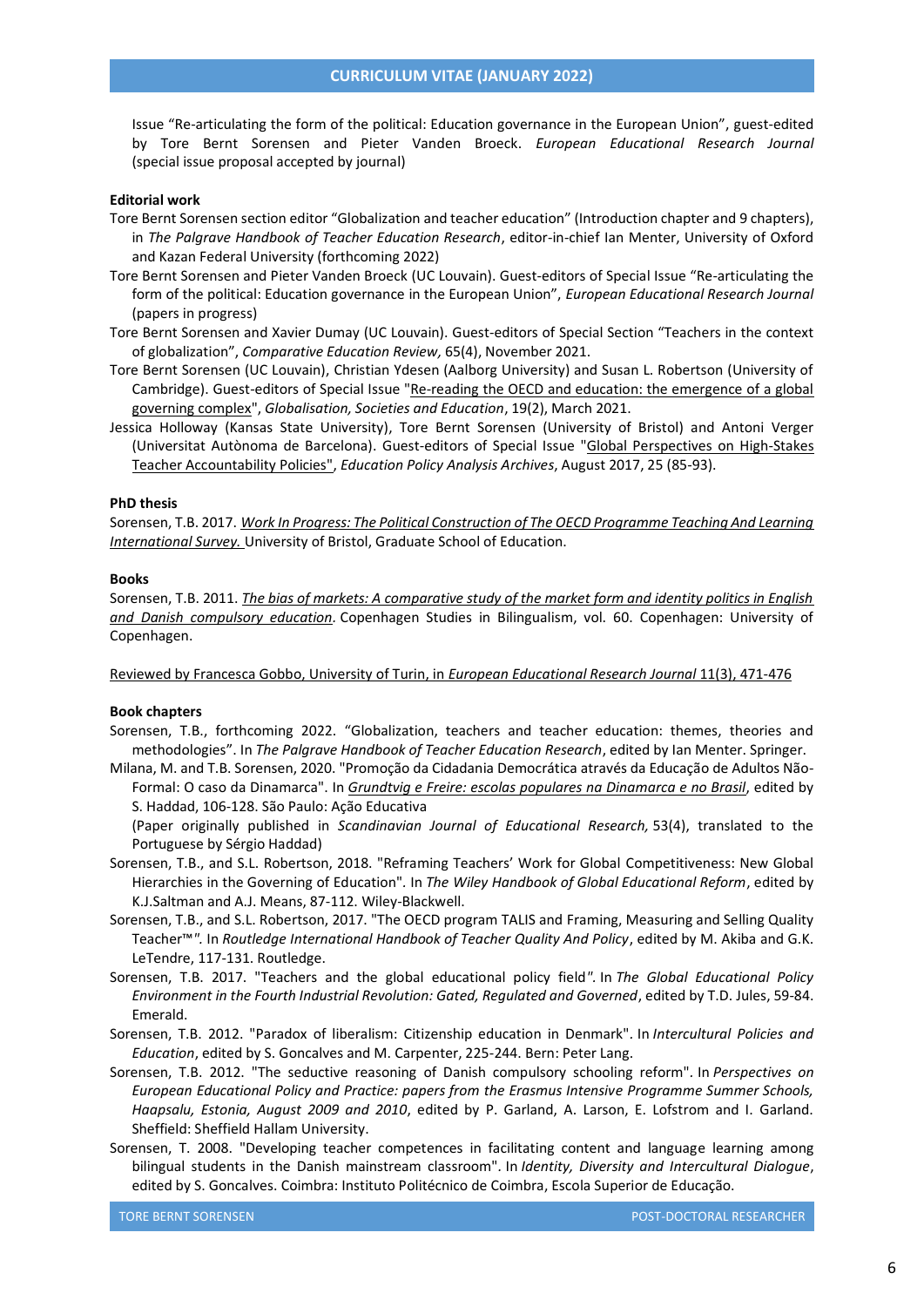Issue "Re-articulating the form of the political: Education governance in the European Union", guest-edited by Tore Bernt Sorensen and Pieter Vanden Broeck. *European Educational Research Journal* (special issue proposal accepted by journal)

**Editorial work**

Tore Bernt Sorensen section editor "Globalization and teacher education" (Introduction chapter and 9 chapters), in *The Palgrave Handbook of Teacher Education Research*, editor-in-chief Ian Menter, University of Oxford and Kazan Federal University (forthcoming 2022)

Tore Bernt Sorensen and Pieter Vanden Broeck (UC Louvain). Guest-editors of Special Issue "Re-articulating the form of the political: Education governance in the European Union", *European Educational Research Journal* (papers in progress)

Tore Bernt Sorensen and Xavier Dumay (UC Louvain). Guest-editors of Special Section "Teachers in the context of globalization", *Comparative Education Review,* 65(4), November 2021.

Tore Bernt Sorensen (UC Louvain), Christian Ydesen (Aalborg University) and Susan L. Robertson (University of Cambridge). Guest-editors of Special Issue "Re-reading the OECD and education: the emergence of a global governing complex", *Globalisation, Societies and Education*, 19(2), March 2021.

Jessica Holloway (Kansas State University), Tore Bernt Sorensen (University of Bristol) and Antoni Verger (Universitat Autònoma de Barcelona). Guest-editors of Special Issue "Global Perspectives on High-Stakes Teacher Accountability Policies", *Education Policy Analysis Archives*, August 2017, 25 (85-93).

**PhD thesis**

Sorensen, T.B. 2017. *Work In Progress: The Political Construction of The OECD Programme Teaching And Learning International Survey.* University of Bristol, Graduate School of Education.

**Books**

Sorensen, T.B. 2011. *The bias of markets: A comparative study of the market form and identity politics in English and Danish compulsory education*. Copenhagen Studies in Bilingualism, vol. 60. Copenhagen: University of Copenhagen.

Reviewed by Francesca Gobbo, University of Turin, in *European Educational Research Journal* 11(3), 471-476

**Book chapters**

Sorensen, T.B., forthcoming 2022. "Globalization, teachers and teacher education: themes, theories and methodologies". In *The Palgrave Handbook of Teacher Education Research*, edited by Ian Menter. Springer.

Milana, M. and T.B. Sorensen, 2020. "Promoção da Cidadania Democrática através da Educação de Adultos Não-Formal: O caso da Dinamarca". In *Grundtvig e Freire: escolas populares na Dinamarca e no Brasil*, edited by S. Haddad, 106-128. São Paulo: Ação Educativa
(Paper originally published in *Scandinavian Journal of Educational Research,* 53(4), translated to the Portuguese by Sérgio Haddad)

Sorensen, T.B., and S.L. Robertson, 2018. "Reframing Teachers' Work for Global Competitiveness: New Global Hierarchies in the Governing of Education". In *The Wiley Handbook of Global Educational Reform*, edited by K.J.Saltman and A.J. Means, 87-112. Wiley-Blackwell.

Sorensen, T.B., and S.L. Robertson, 2017. "The OECD program TALIS and Framing, Measuring and Selling Quality Teacher™". In *Routledge International Handbook of Teacher Quality And Policy*, edited by M. Akiba and G.K. LeTendre, 117-131. Routledge.

Sorensen, T.B. 2017. "Teachers and the global educational policy field". In *The Global Educational Policy Environment in the Fourth Industrial Revolution: Gated, Regulated and Governed*, edited by T.D. Jules, 59-84. Emerald.

Sorensen, T.B. 2012. "Paradox of liberalism: Citizenship education in Denmark". In *Intercultural Policies and Education*, edited by S. Goncalves and M. Carpenter, 225-244. Bern: Peter Lang.

Sorensen, T.B. 2012. "The seductive reasoning of Danish compulsory schooling reform". In *Perspectives on European Educational Policy and Practice: papers from the Erasmus Intensive Programme Summer Schools, Haapsalu, Estonia, August 2009 and 2010*, edited by P. Garland, A. Larson, E. Lofstrom and I. Garland. Sheffield: Sheffield Hallam University.

Sorensen, T. 2008. "Developing teacher competences in facilitating content and language learning among bilingual students in the Danish mainstream classroom". In *Identity, Diversity and Intercultural Dialogue*, edited by S. Goncalves. Coimbra: Instituto Politécnico de Coimbra, Escola Superior de Educação.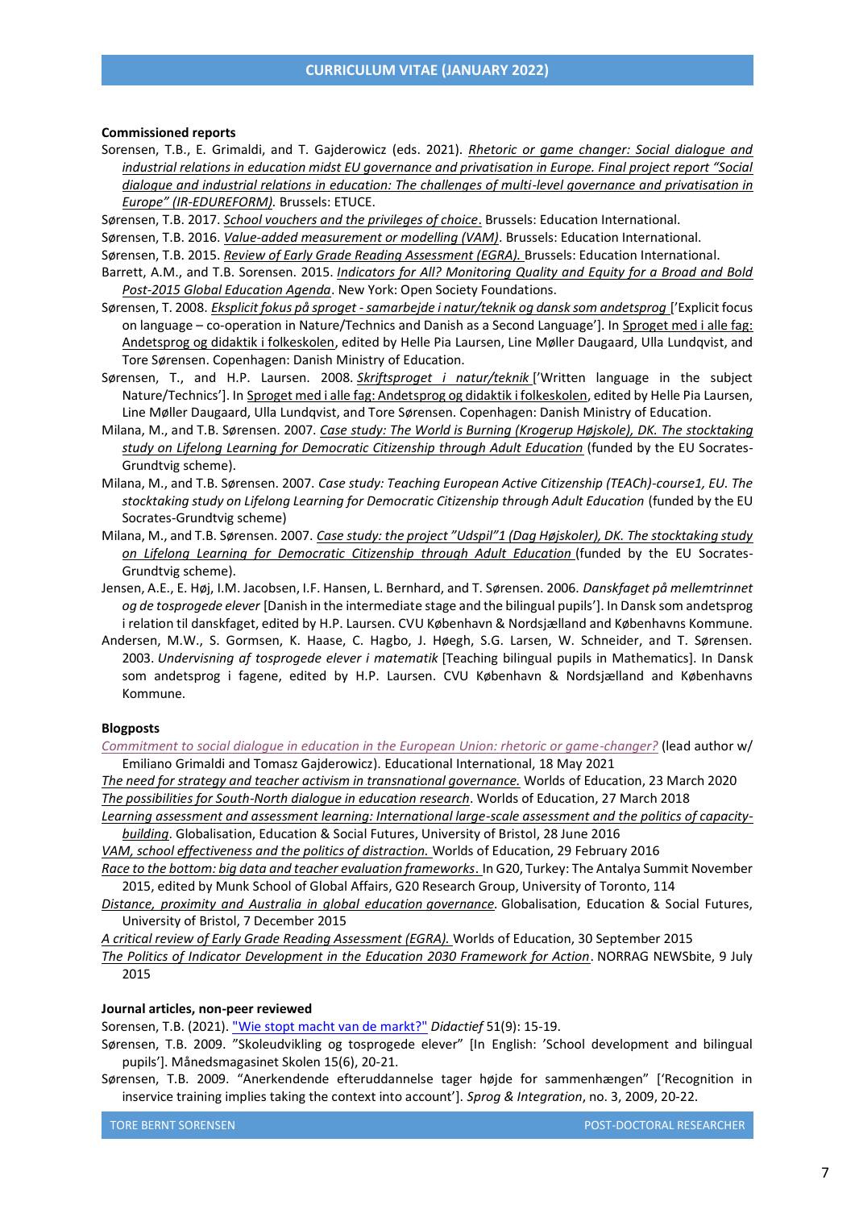### Commissioned reports

Sorensen, T.B., E. Grimaldi, and T. Gajderowicz (eds. 2021). *Rhetoric or game changer: Social dialogue and industrial relations in education midst EU governance and privatisation in Europe. Final project report "Social dialogue and industrial relations in education: The challenges of multi-level governance and privatisation in Europe" (IR-EDUREFORM).* Brussels: ETUCE.

Sørensen, T.B. 2017. *School vouchers and the privileges of choice*. Brussels: Education International.

Sørensen, T.B. 2016. *Value-added measurement or modelling (VAM)*. Brussels: Education International.

Sørensen, T.B. 2015. *Review of Early Grade Reading Assessment (EGRA).* Brussels: Education International.

Barrett, A.M., and T.B. Sorensen. 2015. *Indicators for All? Monitoring Quality and Equity for a Broad and Bold Post-2015 Global Education Agenda*. New York: Open Society Foundations.

Sørensen, T. 2008. *Eksplicit fokus på sproget - samarbejde i natur/teknik og dansk som andetsprog* ['Explicit focus on language – co-operation in Nature/Technics and Danish as a Second Language']. In Sproget med i alle fag: Andetsprog og didaktik i folkeskolen, edited by Helle Pia Laursen, Line Møller Daugaard, Ulla Lundqvist, and Tore Sørensen. Copenhagen: Danish Ministry of Education.

Sørensen, T., and H.P. Laursen. 2008. *Skriftsproget i natur/teknik* ['Written language in the subject Nature/Technics']. In Sproget med i alle fag: Andetsprog og didaktik i folkeskolen, edited by Helle Pia Laursen, Line Møller Daugaard, Ulla Lundqvist, and Tore Sørensen. Copenhagen: Danish Ministry of Education.

Milana, M., and T.B. Sørensen. 2007. *Case study: The World is Burning (Krogerup Højskole), DK. The stocktaking study on Lifelong Learning for Democratic Citizenship through Adult Education* (funded by the EU Socrates-Grundtvig scheme).

Milana, M., and T.B. Sørensen. 2007. *Case study: Teaching European Active Citizenship (TEACh)-course1, EU. The stocktaking study on Lifelong Learning for Democratic Citizenship through Adult Education* (funded by the EU Socrates-Grundtvig scheme)

Milana, M., and T.B. Sørensen. 2007. *Case study: the project "Udspil"1 (Dag Højskoler), DK. The stocktaking study on Lifelong Learning for Democratic Citizenship through Adult Education* (funded by the EU Socrates-Grundtvig scheme).

Jensen, A.E., E. Høj, I.M. Jacobsen, I.F. Hansen, L. Bernhard, and T. Sørensen. 2006. *Danskfaget på mellemtrinnet og de tosprogede elever* [Danish in the intermediate stage and the bilingual pupils']. In Dansk som andetsprog i relation til danskfaget, edited by H.P. Laursen. CVU København & Nordsjælland and Københavns Kommune.

Andersen, M.W., S. Gormsen, K. Haase, C. Hagbo, J. Høegh, S.G. Larsen, W. Schneider, and T. Sørensen. 2003. *Undervisning af tosprogede elever i matematik* [Teaching bilingual pupils in Mathematics]. In Dansk som andetsprog i fagene, edited by H.P. Laursen. CVU København & Nordsjælland and Københavns Kommune.

### Blogposts

*Commitment to social dialogue in education in the European Union: rhetoric or game-changer?* (lead author w/ Emiliano Grimaldi and Tomasz Gajderowicz). Educational International, 18 May 2021

*The need for strategy and teacher activism in transnational governance.* Worlds of Education, 23 March 2020

*The possibilities for South-North dialogue in education research*. Worlds of Education, 27 March 2018

*Learning assessment and assessment learning: International large-scale assessment and the politics of capacity-building*. Globalisation, Education & Social Futures, University of Bristol, 28 June 2016

*VAM, school effectiveness and the politics of distraction.* Worlds of Education, 29 February 2016

*Race to the bottom: big data and teacher evaluation frameworks*. In G20, Turkey: The Antalya Summit November 2015, edited by Munk School of Global Affairs, G20 Research Group, University of Toronto, 114

*Distance, proximity and Australia in global education governance.* Globalisation, Education & Social Futures, University of Bristol, 7 December 2015

*A critical review of Early Grade Reading Assessment (EGRA).* Worlds of Education, 30 September 2015

*The Politics of Indicator Development in the Education 2030 Framework for Action*. NORRAG NEWSbite, 9 July 2015

### Journal articles, non-peer reviewed

Sorensen, T.B. (2021). "Wie stopt macht van de markt?" *Didactief* 51(9): 15-19.

Sørensen, T.B. 2009. "Skoleudvikling og tosprogede elever" [In English: 'School development and bilingual pupils']. Månedsmagasinet Skolen 15(6), 20-21.

Sørensen, T.B. 2009. "Anerkendende efteruddannelse tager højde for sammenhængen" ['Recognition in inservice training implies taking the context into account']. *Sprog & Integration*, no. 3, 2009, 20-22.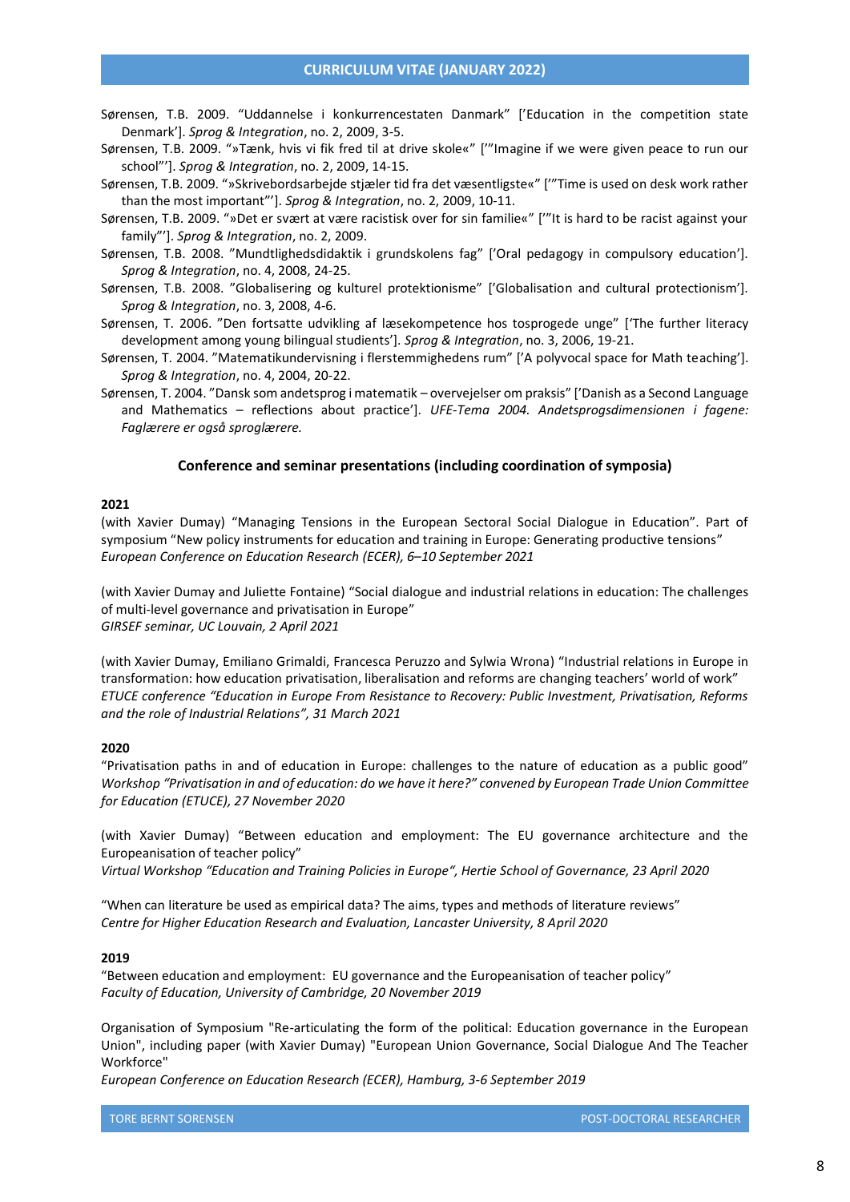Sørensen, T.B. 2009. "Uddannelse i konkurrencestaten Danmark" ['Education in the competition state Denmark']. *Sprog & Integration*, no. 2, 2009, 3-5.

Sørensen, T.B. 2009. "»Tænk, hvis vi fik fred til at drive skole«" ['"Imagine if we were given peace to run our school"']. *Sprog & Integration*, no. 2, 2009, 14-15.

Sørensen, T.B. 2009. "»Skrivebordsarbejde stjæler tid fra det væsentligste«" ['"Time is used on desk work rather than the most important"']. *Sprog & Integration*, no. 2, 2009, 10-11.

Sørensen, T.B. 2009. "»Det er svært at være racistisk over for sin familie«" ['"It is hard to be racist against your family"']. *Sprog & Integration*, no. 2, 2009.

Sørensen, T.B. 2008. "Mundtlighedsdidaktik i grundskolens fag" ['Oral pedagogy in compulsory education']. *Sprog & Integration*, no. 4, 2008, 24-25.

Sørensen, T.B. 2008. "Globalisering og kulturel protektionisme" ['Globalisation and cultural protectionism']. *Sprog & Integration*, no. 3, 2008, 4-6.

Sørensen, T. 2006. "Den fortsatte udvikling af læsekompetence hos tosprogede unge" ['The further literacy development among young bilingual students']. *Sprog & Integration*, no. 3, 2006, 19-21.

Sørensen, T. 2004. "Matematikundervisning i flerstemmighedens rum" ['A polyvocal space for Math teaching']. *Sprog & Integration*, no. 4, 2004, 20-22.

Sørensen, T. 2004. "Dansk som andetsprog i matematik – overvejelser om praksis" ['Danish as a Second Language and Mathematics – reflections about practice']. *UFE-Tema 2004. Andetsprogsdimensionen i fagene: Faglærere er også sproglærere.*

### Conference and seminar presentations (including coordination of symposia)

**2021**

(with Xavier Dumay) "Managing Tensions in the European Sectoral Social Dialogue in Education". Part of symposium "New policy instruments for education and training in Europe: Generating productive tensions"
*European Conference on Education Research (ECER), 6–10 September 2021*

(with Xavier Dumay and Juliette Fontaine) "Social dialogue and industrial relations in education: The challenges of multi-level governance and privatisation in Europe"
*GIRSEF seminar, UC Louvain, 2 April 2021*

(with Xavier Dumay, Emiliano Grimaldi, Francesca Peruzzo and Sylwia Wrona) "Industrial relations in Europe in transformation: how education privatisation, liberalisation and reforms are changing teachers' world of work"
*ETUCE conference "Education in Europe From Resistance to Recovery: Public Investment, Privatisation, Reforms and the role of Industrial Relations", 31 March 2021*

**2020**

"Privatisation paths in and of education in Europe: challenges to the nature of education as a public good"
*Workshop "Privatisation in and of education: do we have it here?" convened by European Trade Union Committee for Education (ETUCE), 27 November 2020*

(with Xavier Dumay) "Between education and employment: The EU governance architecture and the Europeanisation of teacher policy"
*Virtual Workshop "Education and Training Policies in Europe", Hertie School of Governance, 23 April 2020*

"When can literature be used as empirical data? The aims, types and methods of literature reviews"
*Centre for Higher Education Research and Evaluation, Lancaster University, 8 April 2020*

**2019**

"Between education and employment: EU governance and the Europeanisation of teacher policy"
*Faculty of Education, University of Cambridge, 20 November 2019*

Organisation of Symposium "Re-articulating the form of the political: Education governance in the European Union", including paper (with Xavier Dumay) "European Union Governance, Social Dialogue And The Teacher Workforce"
*European Conference on Education Research (ECER), Hamburg, 3-6 September 2019*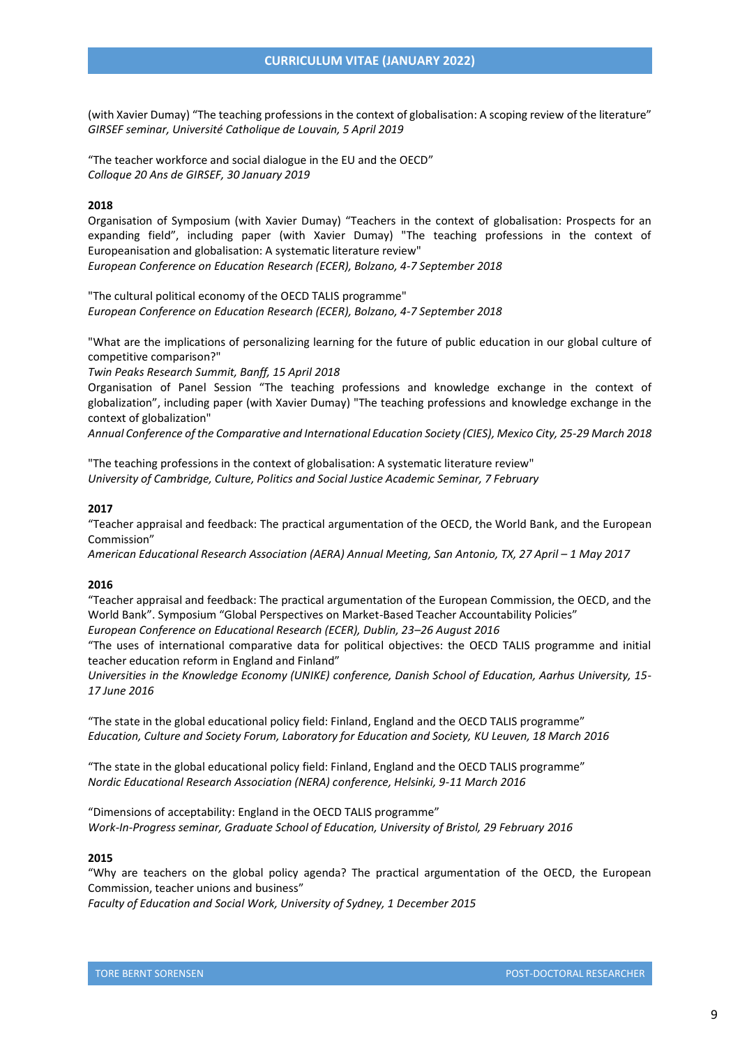(with Xavier Dumay) “The teaching professions in the context of globalisation: A scoping review of the literature”
*GIRSEF seminar, Université Catholique de Louvain, 5 April 2019*

“The teacher workforce and social dialogue in the EU and the OECD”
*Colloque 20 Ans de GIRSEF, 30 January 2019*

**2018**

Organisation of Symposium (with Xavier Dumay) “Teachers in the context of globalisation: Prospects for an expanding field”, including paper (with Xavier Dumay) "The teaching professions in the context of Europeanisation and globalisation: A systematic literature review"
*European Conference on Education Research (ECER), Bolzano, 4-7 September 2018*

"The cultural political economy of the OECD TALIS programme"
*European Conference on Education Research (ECER), Bolzano, 4-7 September 2018*

"What are the implications of personalizing learning for the future of public education in our global culture of competitive comparison?"
*Twin Peaks Research Summit, Banff, 15 April 2018*
Organisation of Panel Session “The teaching professions and knowledge exchange in the context of globalization”, including paper (with Xavier Dumay) "The teaching professions and knowledge exchange in the context of globalization"
*Annual Conference of the Comparative and International Education Society (CIES), Mexico City, 25-29 March 2018*

"The teaching professions in the context of globalisation: A systematic literature review"
*University of Cambridge, Culture, Politics and Social Justice Academic Seminar, 7 February*

**2017**

“Teacher appraisal and feedback: The practical argumentation of the OECD, the World Bank, and the European Commission”
*American Educational Research Association (AERA) Annual Meeting, San Antonio, TX, 27 April – 1 May 2017*

**2016**

“Teacher appraisal and feedback: The practical argumentation of the European Commission, the OECD, and the World Bank”. Symposium “Global Perspectives on Market-Based Teacher Accountability Policies”
*European Conference on Educational Research (ECER), Dublin, 23–26 August 2016*
“The uses of international comparative data for political objectives: the OECD TALIS programme and initial teacher education reform in England and Finland”
*Universities in the Knowledge Economy (UNIKE) conference, Danish School of Education, Aarhus University, 15-17 June 2016*

“The state in the global educational policy field: Finland, England and the OECD TALIS programme”
*Education, Culture and Society Forum, Laboratory for Education and Society, KU Leuven, 18 March 2016*

“The state in the global educational policy field: Finland, England and the OECD TALIS programme”
*Nordic Educational Research Association (NERA) conference, Helsinki, 9-11 March 2016*

“Dimensions of acceptability: England in the OECD TALIS programme”
*Work-In-Progress seminar, Graduate School of Education, University of Bristol, 29 February 2016*

**2015**

“Why are teachers on the global policy agenda? The practical argumentation of the OECD, the European Commission, teacher unions and business”
*Faculty of Education and Social Work, University of Sydney, 1 December 2015*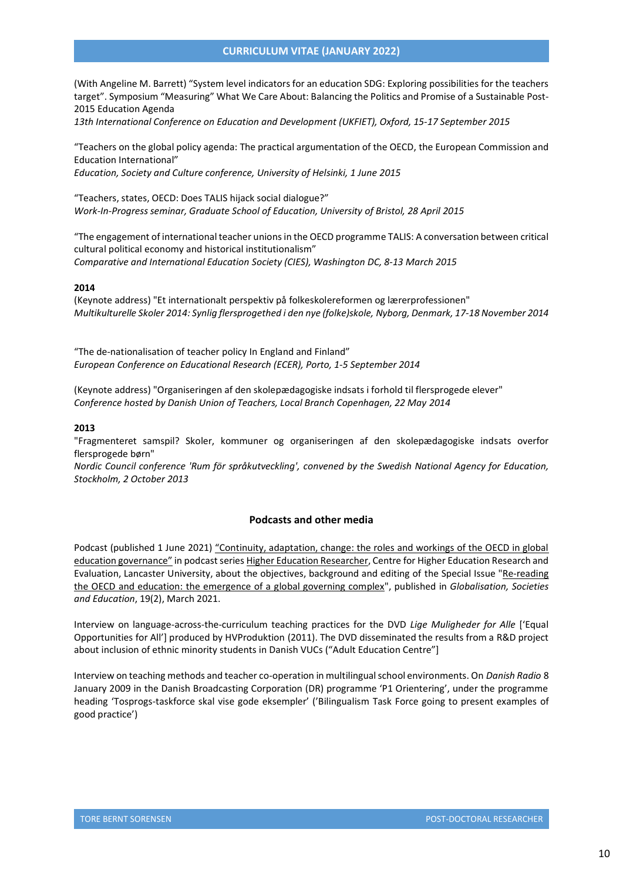(With Angeline M. Barrett) "System level indicators for an education SDG: Exploring possibilities for the teachers target". Symposium "Measuring" What We Care About: Balancing the Politics and Promise of a Sustainable Post-2015 Education Agenda
*13th International Conference on Education and Development (UKFIET), Oxford, 15-17 September 2015*

"Teachers on the global policy agenda: The practical argumentation of the OECD, the European Commission and Education International"
*Education, Society and Culture conference, University of Helsinki, 1 June 2015*

"Teachers, states, OECD: Does TALIS hijack social dialogue?"
*Work-In-Progress seminar, Graduate School of Education, University of Bristol, 28 April 2015*

"The engagement of international teacher unions in the OECD programme TALIS: A conversation between critical cultural political economy and historical institutionalism"
*Comparative and International Education Society (CIES), Washington DC, 8-13 March 2015*

**2014**

(Keynote address) "Et internationalt perspektiv på folkeskolereformen og lærerprofessionen"
*Multikulturelle Skoler 2014: Synlig flersprogethed i den nye (folke)skole, Nyborg, Denmark, 17-18 November 2014*

"The de-nationalisation of teacher policy In England and Finland"
*European Conference on Educational Research (ECER), Porto, 1-5 September 2014*

(Keynote address) "Organiseringen af den skolepædagogiske indsats i forhold til flersprogede elever"
*Conference hosted by Danish Union of Teachers, Local Branch Copenhagen, 22 May 2014*

**2013**

"Fragmenteret samspil? Skoler, kommuner og organiseringen af den skolepædagogiske indsats overfor flersprogede børn"
*Nordic Council conference 'Rum för språkutveckling', convened by the Swedish National Agency for Education, Stockholm, 2 October 2013*

## Podcasts and other media

Podcast (published 1 June 2021) "Continuity, adaptation, change: the roles and workings of the OECD in global education governance" in podcast series Higher Education Researcher, Centre for Higher Education Research and Evaluation, Lancaster University, about the objectives, background and editing of the Special Issue "Re-reading the OECD and education: the emergence of a global governing complex", published in *Globalisation, Societies and Education*, 19(2), March 2021.

Interview on language-across-the-curriculum teaching practices for the DVD *Lige Muligheder for Alle* ['Equal Opportunities for All'] produced by HVProduktion (2011). The DVD disseminated the results from a R&D project about inclusion of ethnic minority students in Danish VUCs ("Adult Education Centre"]

Interview on teaching methods and teacher co-operation in multilingual school environments. On *Danish Radio* 8 January 2009 in the Danish Broadcasting Corporation (DR) programme 'P1 Orientering', under the programme heading 'Tosprogs-taskforce skal vise gode eksempler' ('Bilingualism Task Force going to present examples of good practice')